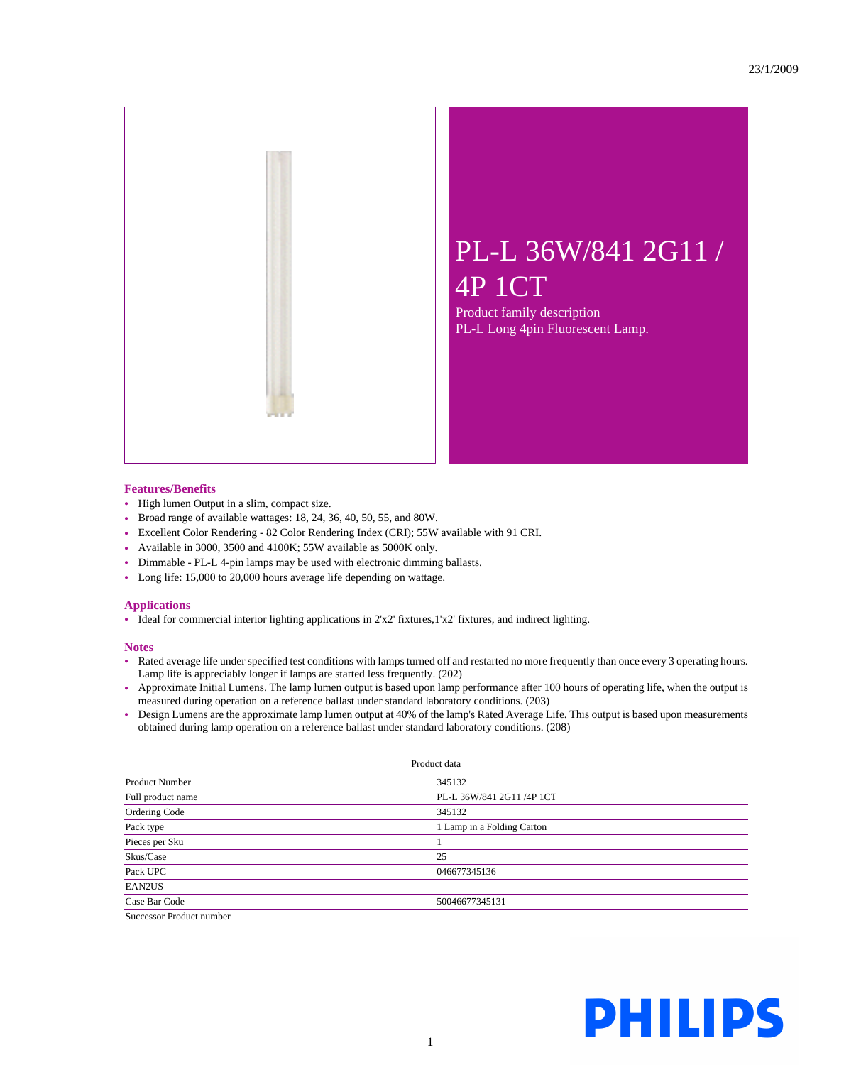23/1/2009

# PL-L 36W/841 2G11 / 4P 1CT

Product family description
PL-L Long 4pin Fluorescent Lamp.

## Features/Benefits

- High lumen Output in a slim, compact size.
- Broad range of available wattages: 18, 24, 36, 40, 50, 55, and 80W.
- Excellent Color Rendering - 82 Color Rendering Index (CRI); 55W available with 91 CRI.
- Available in 3000, 3500 and 4100K; 55W available as 5000K only.
- Dimmable - PL-L 4-pin lamps may be used with electronic dimming ballasts.
- Long life: 15,000 to 20,000 hours average life depending on wattage.

## Applications

- Ideal for commercial interior lighting applications in 2'x2' fixtures,1'x2' fixtures, and indirect lighting.

## Notes

- Rated average life under specified test conditions with lamps turned off and restarted no more frequently than once every 3 operating hours. Lamp life is appreciably longer if lamps are started less frequently. (202)
- Approximate Initial Lumens. The lamp lumen output is based upon lamp performance after 100 hours of operating life, when the output is measured during operation on a reference ballast under standard laboratory conditions. (203)
- Design Lumens are the approximate lamp lumen output at 40% of the lamp's Rated Average Life. This output is based upon measurements obtained during lamp operation on a reference ballast under standard laboratory conditions. (208)

| Product data | |
|---|---|
| Product Number | 345132 |
| Full product name | PL-L 36W/841 2G11 /4P 1CT |
| Ordering Code | 345132 |
| Pack type | 1 Lamp in a Folding Carton |
| Pieces per Sku | 1 |
| Skus/Case | 25 |
| Pack UPC | 046677345136 |
| EAN2US | |
| Case Bar Code | 50046677345131 |
| Successor Product number | |

PHILIPS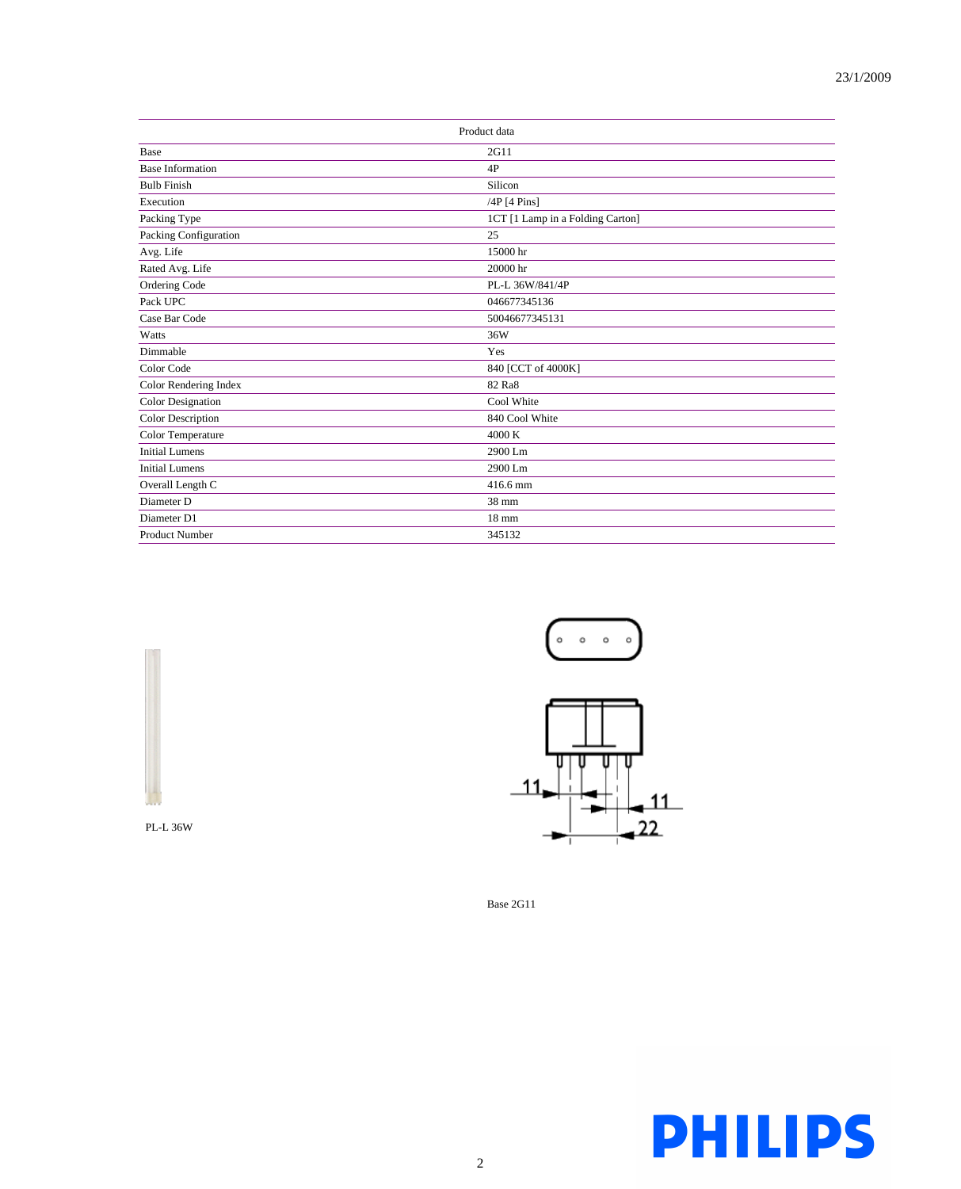| Product data | |
|---|---|
| Base | 2G11 |
| Base Information | 4P |
| Bulb Finish | Silicon |
| Execution | /4P [4 Pins] |
| Packing Type | 1CT [1 Lamp in a Folding Carton] |
| Packing Configuration | 25 |
| Avg. Life | 15000 hr |
| Rated Avg. Life | 20000 hr |
| Ordering Code | PL-L 36W/841/4P |
| Pack UPC | 046677345136 |
| Case Bar Code | 50046677345131 |
| Watts | 36W |
| Dimmable | Yes |
| Color Code | 840 [CCT of 4000K] |
| Color Rendering Index | 82 Ra8 |
| Color Designation | Cool White |
| Color Description | 840 Cool White |
| Color Temperature | 4000 K |
| Initial Lumens | 2900 Lm |
| Initial Lumens | 2900 Lm |
| Overall Length C | 416.6 mm |
| Diameter D | 38 mm |
| Diameter D1 | 18 mm |
| Product Number | 345132 |

PL-L 36W

Base 2G11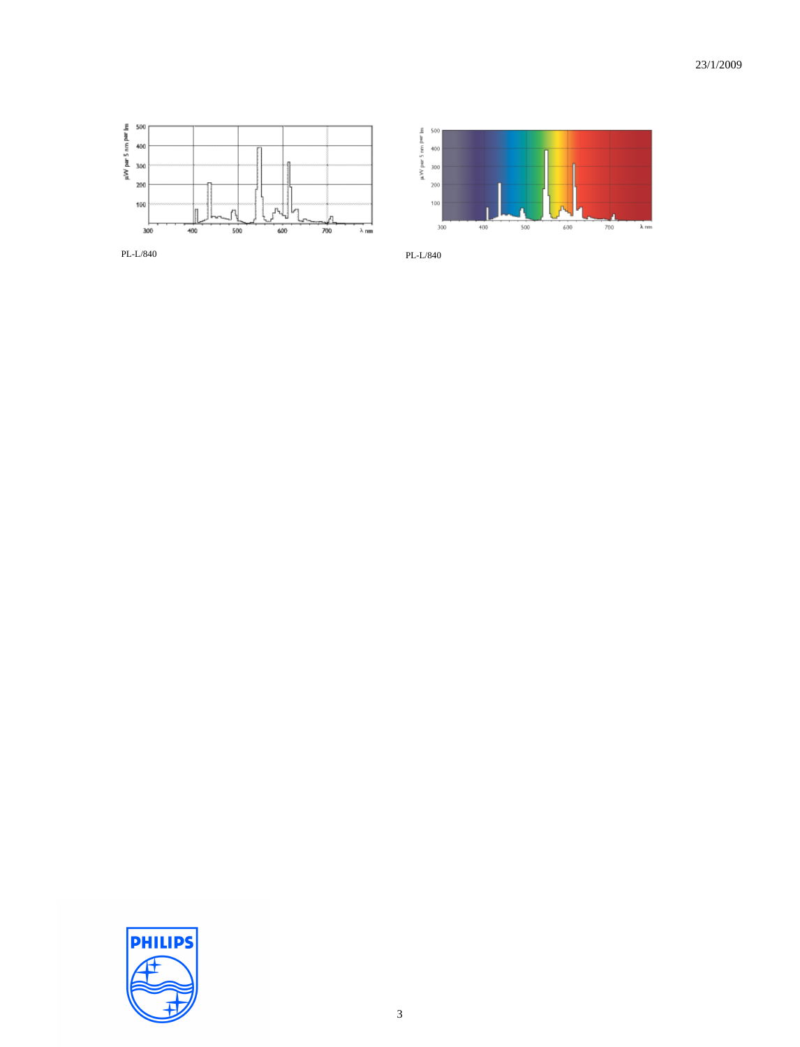µW per 5 nm per lm

500
400
300
200
100

300 400 500 600 700 λ nm

PL-L/840

µW per 5 nm per lm

500
400
300
200
100

300 400 500 600 700 λ nm

PL-L/840

PHILIPS